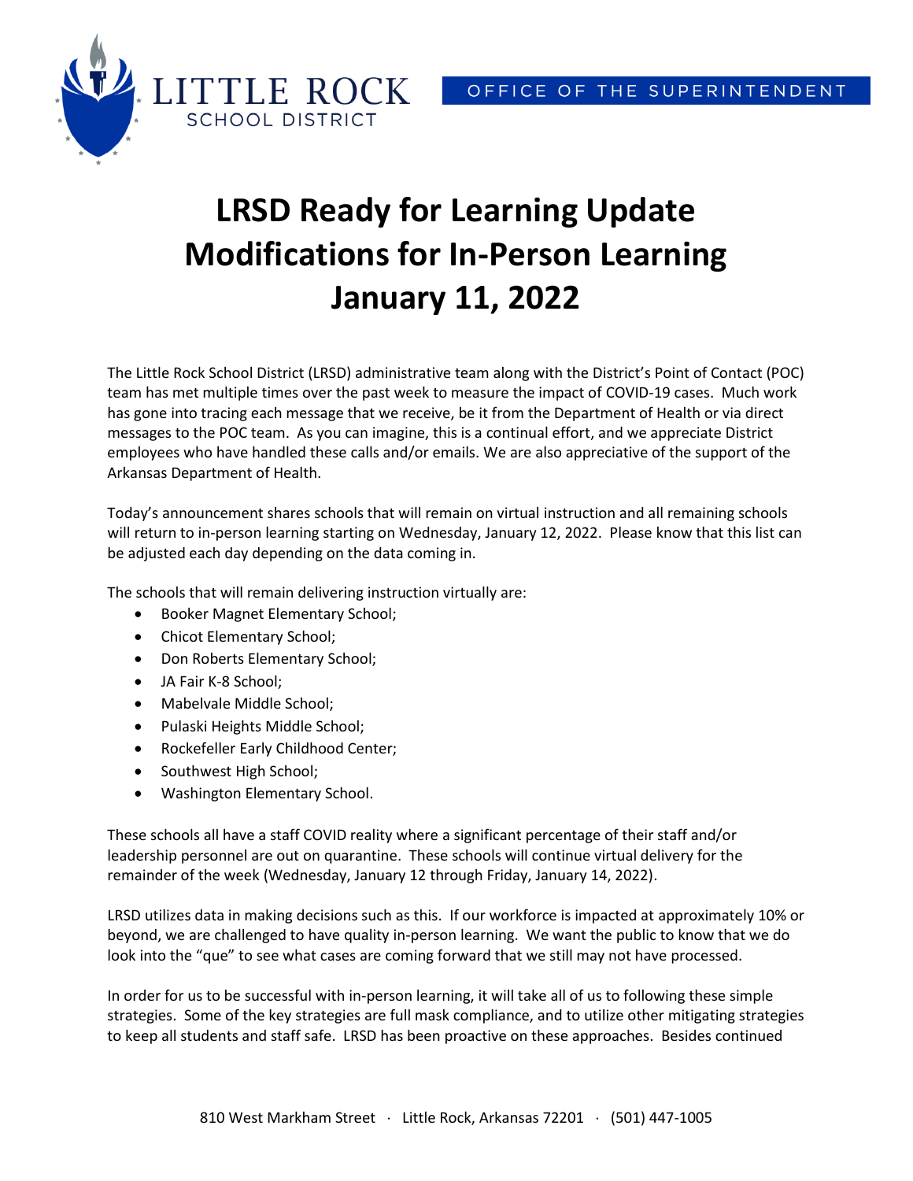LITTLE ROCK SCHOOL DISTRICT

OFFICE OF THE SUPERINTENDENT

# LRSD Ready for Learning Update Modifications for In-Person Learning January 11, 2022

The Little Rock School District (LRSD) administrative team along with the District's Point of Contact (POC) team has met multiple times over the past week to measure the impact of COVID-19 cases. Much work has gone into tracing each message that we receive, be it from the Department of Health or via direct messages to the POC team. As you can imagine, this is a continual effort, and we appreciate District employees who have handled these calls and/or emails. We are also appreciative of the support of the Arkansas Department of Health.

Today's announcement shares schools that will remain on virtual instruction and all remaining schools will return to in-person learning starting on Wednesday, January 12, 2022. Please know that this list can be adjusted each day depending on the data coming in.

The schools that will remain delivering instruction virtually are:

- Booker Magnet Elementary School;
- Chicot Elementary School;
- Don Roberts Elementary School;
- JA Fair K-8 School;
- Mabelvale Middle School;
- Pulaski Heights Middle School;
- Rockefeller Early Childhood Center;
- Southwest High School;
- Washington Elementary School.

These schools all have a staff COVID reality where a significant percentage of their staff and/or leadership personnel are out on quarantine. These schools will continue virtual delivery for the remainder of the week (Wednesday, January 12 through Friday, January 14, 2022).

LRSD utilizes data in making decisions such as this. If our workforce is impacted at approximately 10% or beyond, we are challenged to have quality in-person learning. We want the public to know that we do look into the "que" to see what cases are coming forward that we still may not have processed.

In order for us to be successful with in-person learning, it will take all of us to following these simple strategies. Some of the key strategies are full mask compliance, and to utilize other mitigating strategies to keep all students and staff safe. LRSD has been proactive on these approaches. Besides continued

810 West Markham Street · Little Rock, Arkansas 72201 · (501) 447-1005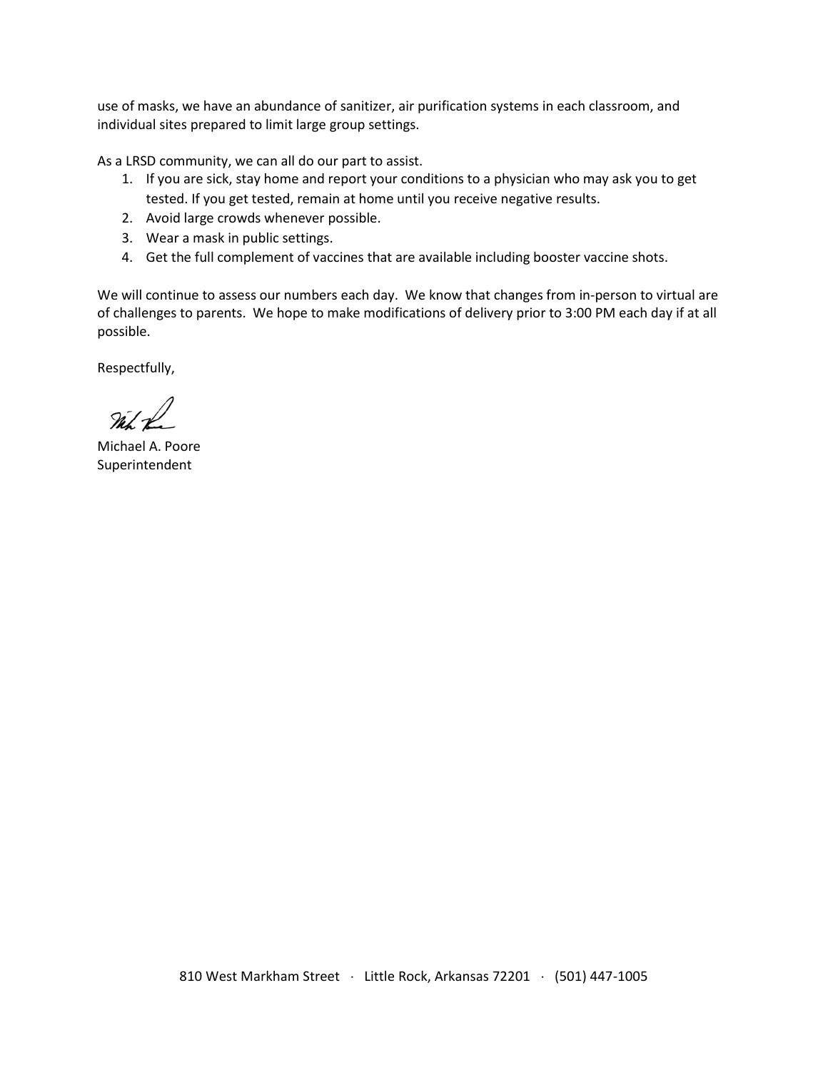use of masks, we have an abundance of sanitizer, air purification systems in each classroom, and individual sites prepared to limit large group settings.

As a LRSD community, we can all do our part to assist.

1. If you are sick, stay home and report your conditions to a physician who may ask you to get tested. If you get tested, remain at home until you receive negative results.
2. Avoid large crowds whenever possible.
3. Wear a mask in public settings.
4. Get the full complement of vaccines that are available including booster vaccine shots.

We will continue to assess our numbers each day. We know that changes from in-person to virtual are of challenges to parents. We hope to make modifications of delivery prior to 3:00 PM each day if at all possible.

Respectfully,

Michael A. Poore
Superintendent

810 West Markham Street · Little Rock, Arkansas 72201 · (501) 447-1005